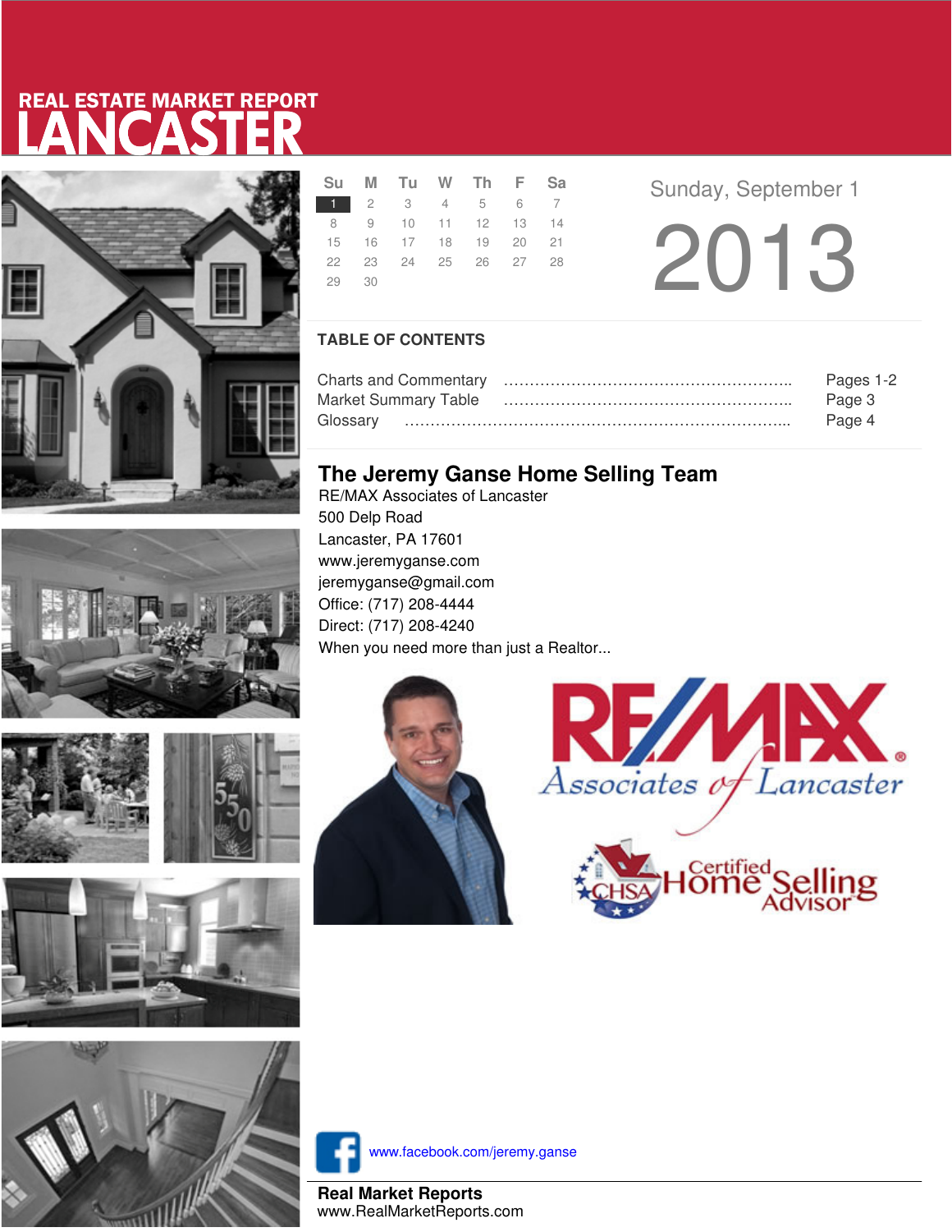# REAL ESTATE MARKET REPORT LANCASTER

| Su | M | Tu | W | Th | F | Sa |
|---|---|---|---|---|---|---|
| 1 | 2 | 3 | 4 | 5 | 6 | 7 |
| 8 | 9 | 10 | 11 | 12 | 13 | 14 |
| 15 | 16 | 17 | 18 | 19 | 20 | 21 |
| 22 | 23 | 24 | 25 | 26 | 27 | 28 |
| 29 | 30 | | | | | |

Sunday, September 1

2013

## TABLE OF CONTENTS

Charts and Commentary ………………………………………………….. Pages 1-2
Market Summary Table ………………………………………………….. Page 3
Glossary ………………………………………………………………….. Page 4

## The Jeremy Ganse Home Selling Team

RE/MAX Associates of Lancaster
500 Delp Road
Lancaster, PA 17601
www.jeremyganse.com
jeremyganse@gmail.com
Office: (717) 208-4444
Direct: (717) 208-4240
When you need more than just a Realtor...

RE/MAX Associates of Lancaster

CHSA Certified Home Selling Advisor

www.facebook.com/jeremy.ganse

**Real Market Reports**
www.RealMarketReports.com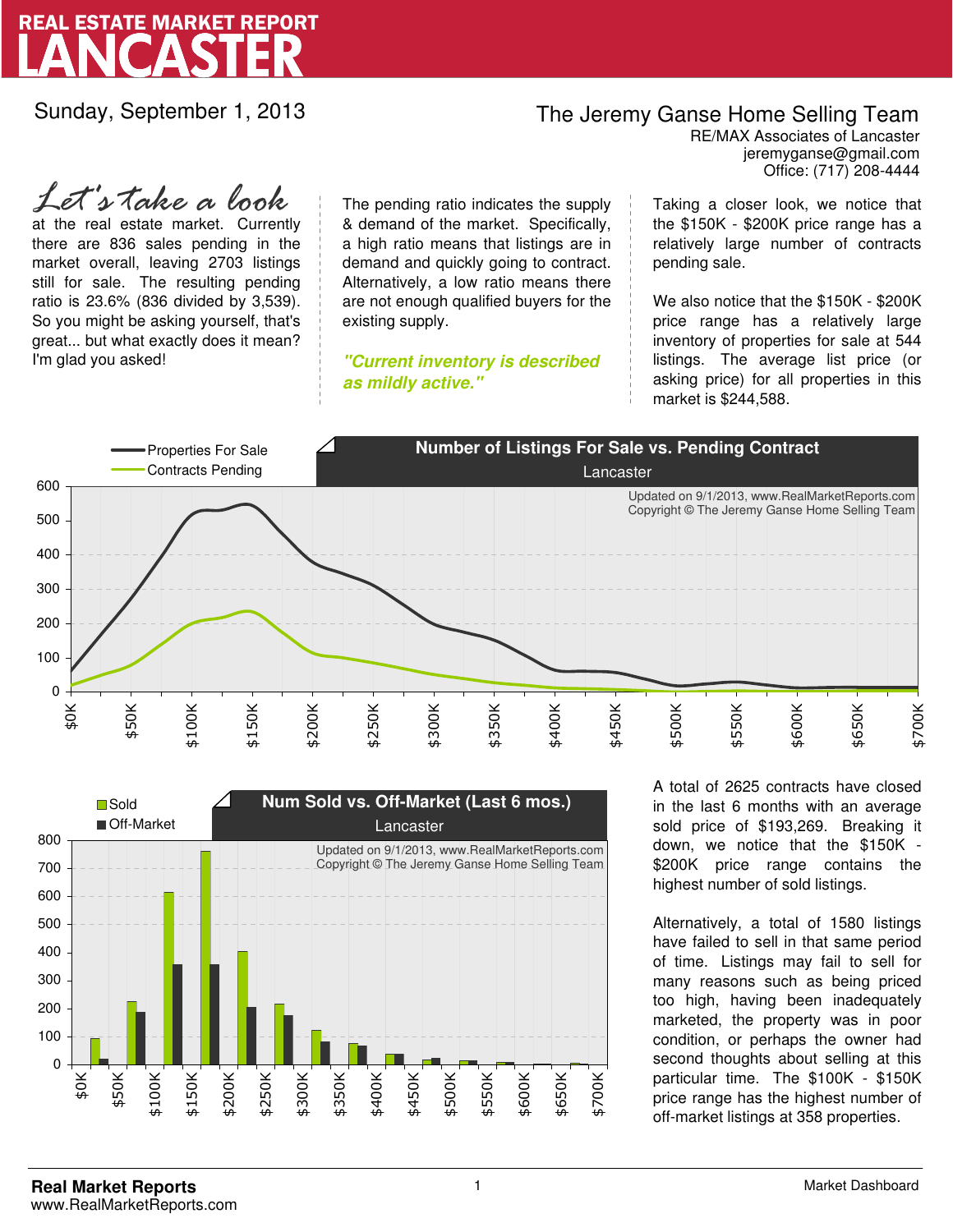# REAL ESTATE MARKET REPORT
# LANCASTER

Sunday, September 1, 2013

## The Jeremy Ganse Home Selling Team

RE/MAX Associates of Lancaster
jeremyganse@gmail.com
Office: (717) 208-4444

*Let's take a look* at the real estate market. Currently there are 836 sales pending in the market overall, leaving 2703 listings still for sale. The resulting pending ratio is 23.6% (836 divided by 3,539). So you might be asking yourself, that's great... but what exactly does it mean? I'm glad you asked!

The pending ratio indicates the supply & demand of the market. Specifically, a high ratio means that listings are in demand and quickly going to contract. Alternatively, a low ratio means there are not enough qualified buyers for the existing supply.

***"Current inventory is described as mildly active."***

Taking a closer look, we notice that the $150K - $200K price range has a relatively large number of contracts pending sale.

We also notice that the $150K - $200K price range has a relatively large inventory of properties for sale at 544 listings. The average list price (or asking price) for all properties in this market is $244,588.

Number of Listings For Sale vs. Pending Contract
Lancaster
Properties For Sale
Contracts Pending
Updated on 9/1/2013, www.RealMarketReports.com
Copyright © The Jeremy Ganse Home Selling Team
0, 100, 200, 300, 400, 500, 600
$0K, $50K, $100K, $150K, $200K, $250K, $300K, $350K, $400K, $450K, $500K, $550K, $600K, $650K, $700K

Num Sold vs. Off-Market (Last 6 mos.)
Lancaster
Sold
Off-Market
Updated on 9/1/2013, www.RealMarketReports.com
Copyright © The Jeremy Ganse Home Selling Team
0, 100, 200, 300, 400, 500, 600, 700, 800
$0K, $50K, $100K, $150K, $200K, $250K, $300K, $350K, $400K, $450K, $500K, $550K, $600K, $650K, $700K

A total of 2625 contracts have closed in the last 6 months with an average sold price of $193,269. Breaking it down, we notice that the $150K - $200K price range contains the highest number of sold listings.

Alternatively, a total of 1580 listings have failed to sell in that same period of time. Listings may fail to sell for many reasons such as being priced too high, having been inadequately marketed, the property was in poor condition, or perhaps the owner had second thoughts about selling at this particular time. The $100K - $150K price range has the highest number of off-market listings at 358 properties.

**Real Market Reports**
www.RealMarketReports.com

Market Dashboard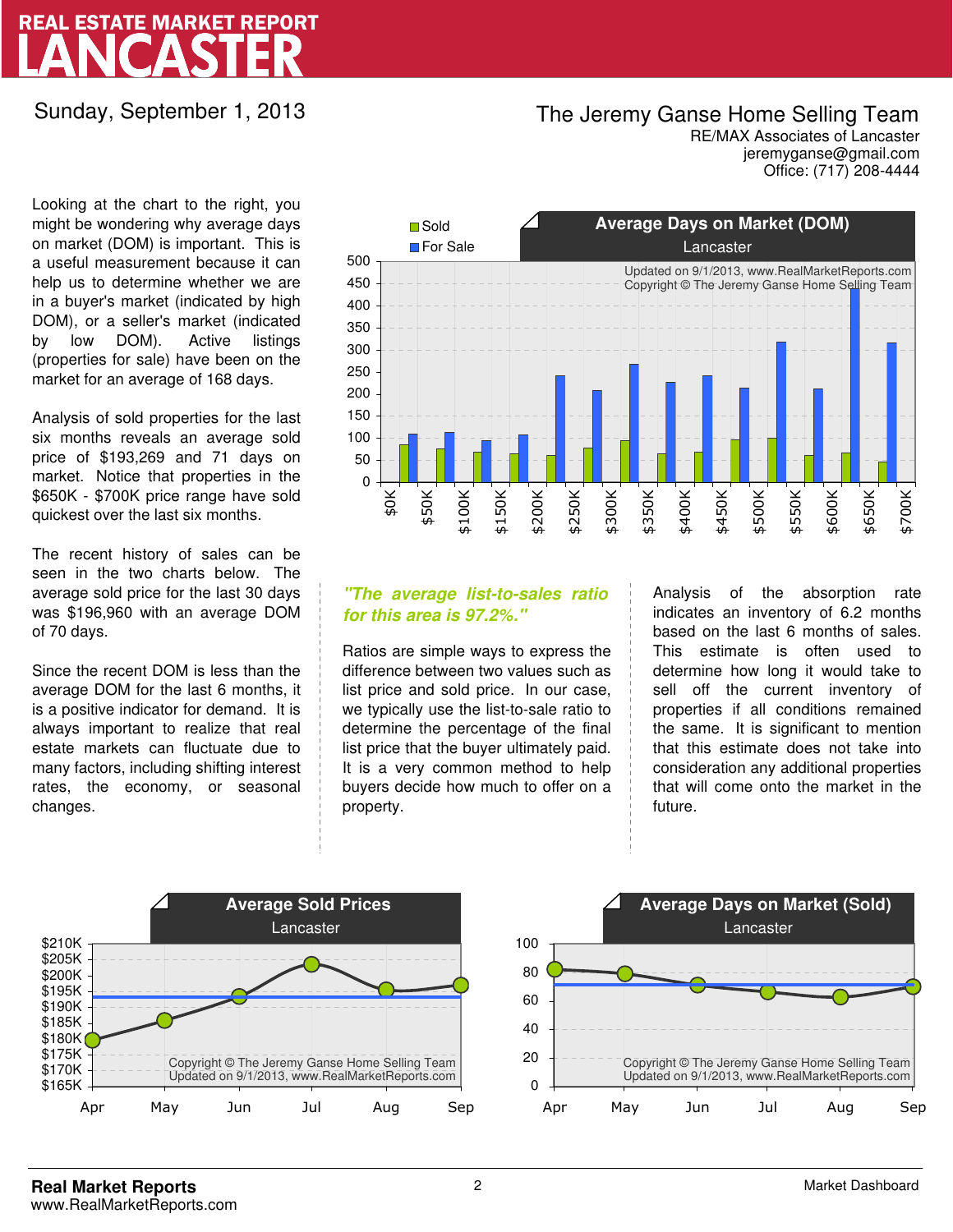# REAL ESTATE MARKET REPORT
# LANCASTER

Sunday, September 1, 2013

The Jeremy Ganse Home Selling Team
RE/MAX Associates of Lancaster
jeremyganse@gmail.com
Office: (717) 208-4444

Looking at the chart to the right, you might be wondering why average days on market (DOM) is important. This is a useful measurement because it can help us to determine whether we are in a buyer's market (indicated by high DOM), or a seller's market (indicated by low DOM). Active listings (properties for sale) have been on the market for an average of 168 days.

Analysis of sold properties for the last six months reveals an average sold price of $193,269 and 71 days on market. Notice that properties in the $650K - $700K price range have sold quickest over the last six months.

The recent history of sales can be seen in the two charts below. The average sold price for the last 30 days was $196,960 with an average DOM of 70 days.

Since the recent DOM is less than the average DOM for the last 6 months, it is a positive indicator for demand. It is always important to realize that real estate markets can fluctuate due to many factors, including shifting interest rates, the economy, or seasonal changes.

**Average Days on Market (DOM)**
Lancaster

Sold
For Sale

Updated on 9/1/2013, www.RealMarketReports.com
Copyright © The Jeremy Ganse Home Selling Team

500
450
400
350
300
250
200
150
100
50
0

$0K $50K $100K $150K $200K $250K $300K $350K $400K $450K $500K $550K $600K $650K $700K

*"The average list-to-sales ratio for this area is 97.2%."*

Ratios are simple ways to express the difference between two values such as list price and sold price. In our case, we typically use the list-to-sale ratio to determine the percentage of the final list price that the buyer ultimately paid. It is a very common method to help buyers decide how much to offer on a property.

Analysis of the absorption rate indicates an inventory of 6.2 months based on the last 6 months of sales. This estimate is often used to determine how long it would take to sell off the current inventory of properties if all conditions remained the same. It is significant to mention that this estimate does not take into consideration any additional properties that will come onto the market in the future.

**Average Sold Prices**
Lancaster

$210K
$205K
$200K
$195K
$190K
$185K
$180K
$175K
$170K
$165K

Apr May Jun Jul Aug Sep

Copyright © The Jeremy Ganse Home Selling Team
Updated on 9/1/2013, www.RealMarketReports.com

**Average Days on Market (Sold)**
Lancaster

100
80
60
40
20
0

Apr May Jun Jul Aug Sep

Copyright © The Jeremy Ganse Home Selling Team
Updated on 9/1/2013, www.RealMarketReports.com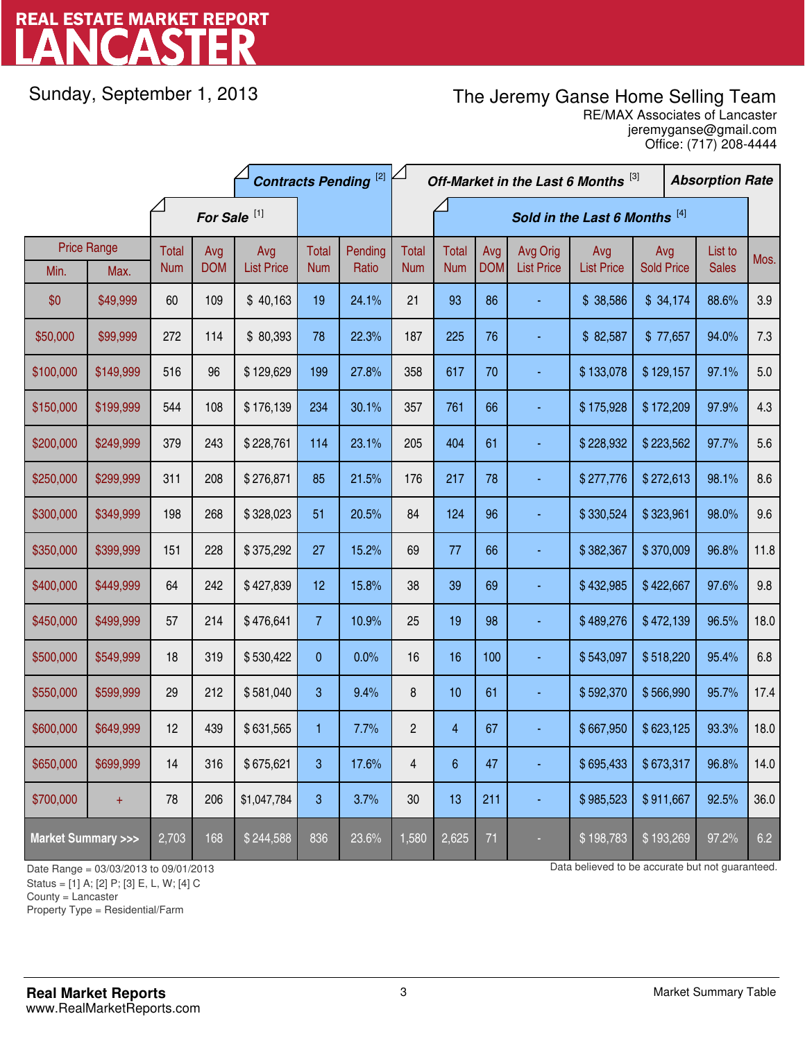# REAL ESTATE MARKET REPORT LANCASTER

Sunday, September 1, 2013

The Jeremy Ganse Home Selling Team
RE/MAX Associates of Lancaster
jeremyganse@gmail.com
Office: (717) 208-4444

| Price Range | | For Sale [1] | | | Contracts Pending [2] | | Off-Market in the Last 6 Months [3] | Sold in the Last 6 Months [4] | | | | | | Absorption Rate |
|---|---|---|---|---|---|---|---|---|---|---|---|---|---|---|
| Min. | Max. | Total Num | Avg DOM | Avg List Price | Total Num | Pending Ratio | Total Num | Total Num | Avg DOM | Avg Orig List Price | Avg List Price | Avg Sold Price | List to Sales | Mos. |
| $0 | $49,999 | 60 | 109 | $ 40,163 | 19 | 24.1% | 21 | 93 | 86 | - | $ 38,586 | $ 34,174 | 88.6% | 3.9 |
| $50,000 | $99,999 | 272 | 114 | $ 80,393 | 78 | 22.3% | 187 | 225 | 76 | - | $ 82,587 | $ 77,657 | 94.0% | 7.3 |
| $100,000 | $149,999 | 516 | 96 | $ 129,629 | 199 | 27.8% | 358 | 617 | 70 | - | $ 133,078 | $ 129,157 | 97.1% | 5.0 |
| $150,000 | $199,999 | 544 | 108 | $ 176,139 | 234 | 30.1% | 357 | 761 | 66 | - | $ 175,928 | $ 172,209 | 97.9% | 4.3 |
| $200,000 | $249,999 | 379 | 243 | $ 228,761 | 114 | 23.1% | 205 | 404 | 61 | - | $ 228,932 | $ 223,562 | 97.7% | 5.6 |
| $250,000 | $299,999 | 311 | 208 | $ 276,871 | 85 | 21.5% | 176 | 217 | 78 | - | $ 277,776 | $ 272,613 | 98.1% | 8.6 |
| $300,000 | $349,999 | 198 | 268 | $ 328,023 | 51 | 20.5% | 84 | 124 | 96 | - | $ 330,524 | $ 323,961 | 98.0% | 9.6 |
| $350,000 | $399,999 | 151 | 228 | $ 375,292 | 27 | 15.2% | 69 | 77 | 66 | - | $ 382,367 | $ 370,009 | 96.8% | 11.8 |
| $400,000 | $449,999 | 64 | 242 | $ 427,839 | 12 | 15.8% | 38 | 39 | 69 | - | $ 432,985 | $ 422,667 | 97.6% | 9.8 |
| $450,000 | $499,999 | 57 | 214 | $ 476,641 | 7 | 10.9% | 25 | 19 | 98 | - | $ 489,276 | $ 472,139 | 96.5% | 18.0 |
| $500,000 | $549,999 | 18 | 319 | $ 530,422 | 0 | 0.0% | 16 | 16 | 100 | - | $ 543,097 | $ 518,220 | 95.4% | 6.8 |
| $550,000 | $599,999 | 29 | 212 | $ 581,040 | 3 | 9.4% | 8 | 10 | 61 | - | $ 592,370 | $ 566,990 | 95.7% | 17.4 |
| $600,000 | $649,999 | 12 | 439 | $ 631,565 | 1 | 7.7% | 2 | 4 | 67 | - | $ 667,950 | $ 623,125 | 93.3% | 18.0 |
| $650,000 | $699,999 | 14 | 316 | $ 675,621 | 3 | 17.6% | 4 | 6 | 47 | - | $ 695,433 | $ 673,317 | 96.8% | 14.0 |
| $700,000 | + | 78 | 206 | $1,047,784 | 3 | 3.7% | 30 | 13 | 211 | - | $ 985,523 | $ 911,667 | 92.5% | 36.0 |
| **Market Summary >>>** | | 2,703 | 168 | $ 244,588 | 836 | 23.6% | 1,580 | 2,625 | 71 | - | $ 198,783 | $ 193,269 | 97.2% | 6.2 |

Date Range = 03/03/2013 to 09/01/2013
Status = [1] A; [2] P; [3] E, L, W; [4] C
County = Lancaster
Property Type = Residential/Farm

Data believed to be accurate but not guaranteed.

Real Market Reports
www.RealMarketReports.com

Market Summary Table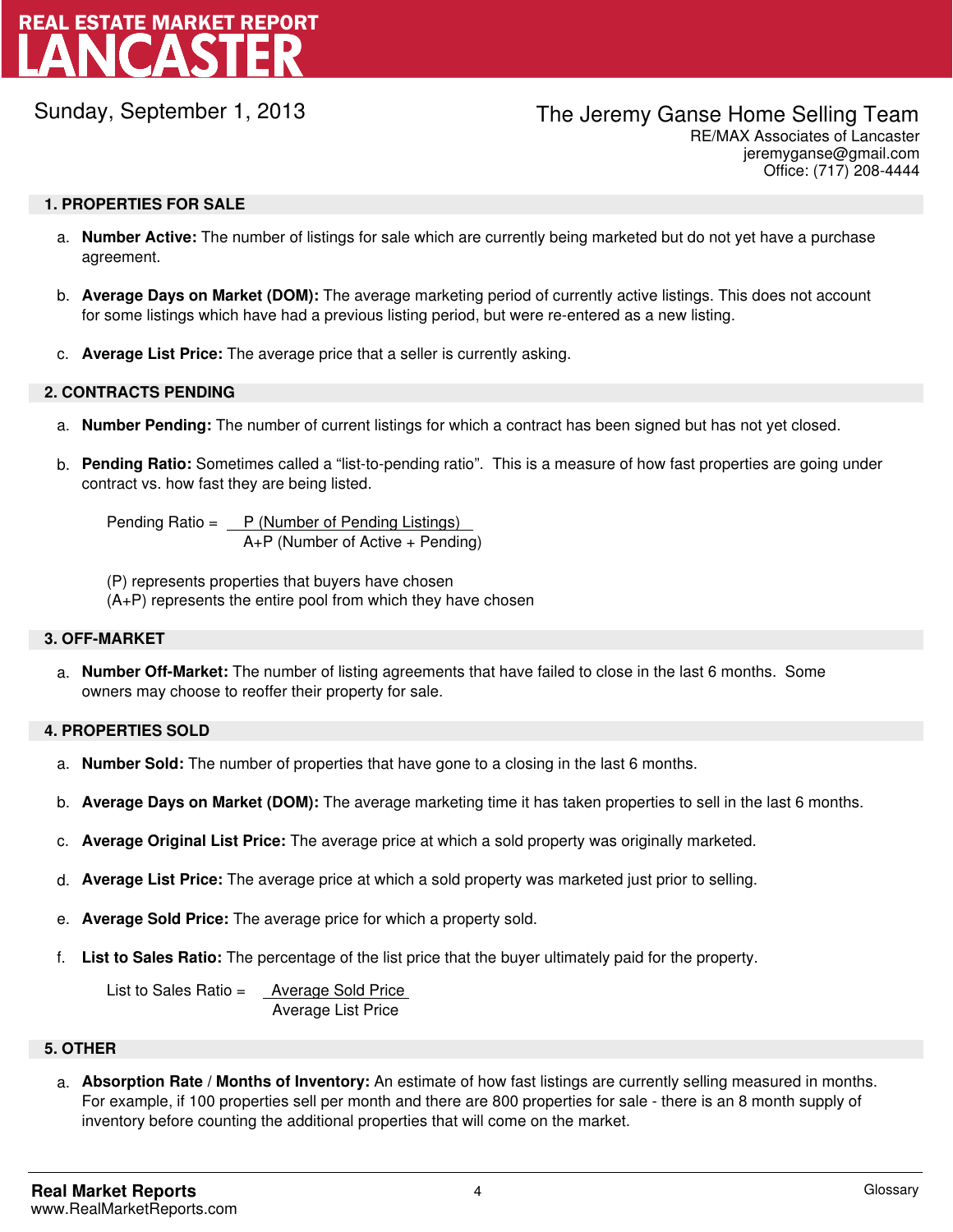# REAL ESTATE MARKET REPORT LANCASTER

Sunday, September 1, 2013

**The Jeremy Ganse Home Selling Team**
RE/MAX Associates of Lancaster
jeremyganse@gmail.com
Office: (717) 208-4444

## 1. PROPERTIES FOR SALE

a. **Number Active:** The number of listings for sale which are currently being marketed but do not yet have a purchase agreement.

b. **Average Days on Market (DOM):** The average marketing period of currently active listings. This does not account for some listings which have had a previous listing period, but were re-entered as a new listing.

c. **Average List Price:** The average price that a seller is currently asking.

## 2. CONTRACTS PENDING

a. **Number Pending:** The number of current listings for which a contract has been signed but has not yet closed.

b. **Pending Ratio:** Sometimes called a "list-to-pending ratio". This is a measure of how fast properties are going under contract vs. how fast they are being listed.

$$\text{Pending Ratio} = \frac{\text{P (Number of Pending Listings)}}{\text{A+P (Number of Active + Pending)}}$$

(P) represents properties that buyers have chosen
(A+P) represents the entire pool from which they have chosen

## 3. OFF-MARKET

a. **Number Off-Market:** The number of listing agreements that have failed to close in the last 6 months. Some owners may choose to reoffer their property for sale.

## 4. PROPERTIES SOLD

a. **Number Sold:** The number of properties that have gone to a closing in the last 6 months.

b. **Average Days on Market (DOM):** The average marketing time it has taken properties to sell in the last 6 months.

c. **Average Original List Price:** The average price at which a sold property was originally marketed.

d. **Average List Price:** The average price at which a sold property was marketed just prior to selling.

e. **Average Sold Price:** The average price for which a property sold.

f. **List to Sales Ratio:** The percentage of the list price that the buyer ultimately paid for the property.

$$\text{List to Sales Ratio} = \frac{\text{Average Sold Price}}{\text{Average List Price}}$$

## 5. OTHER

a. **Absorption Rate / Months of Inventory:** An estimate of how fast listings are currently selling measured in months. For example, if 100 properties sell per month and there are 800 properties for sale - there is an 8 month supply of inventory before counting the additional properties that will come on the market.